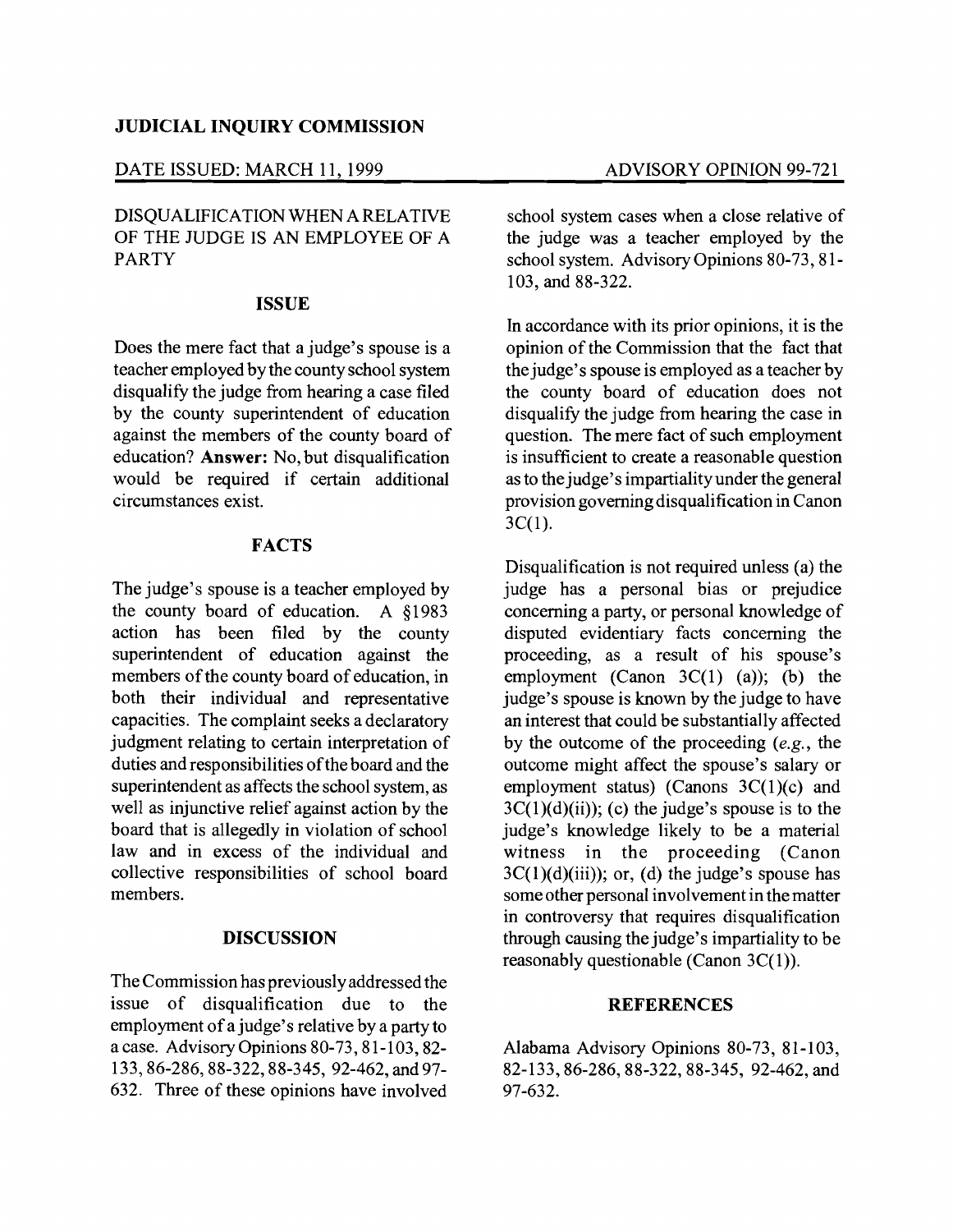**JUDICIAL INQUIRY COMMISSION**

DATE ISSUED: MARCH 11, 1999 — ADVISORY OPINION 99-721

DISQUALIFICATION WHEN A RELATIVE OF THE JUDGE IS AN EMPLOYEE OF A PARTY

## ISSUE

Does the mere fact that a judge's spouse is a teacher employed by the county school system disqualify the judge from hearing a case filed by the county superintendent of education against the members of the county board of education? **Answer:** No, but disqualification would be required if certain additional circumstances exist.

## FACTS

The judge's spouse is a teacher employed by the county board of education. A §1983 action has been filed by the county superintendent of education against the members of the county board of education, in both their individual and representative capacities. The complaint seeks a declaratory judgment relating to certain interpretation of duties and responsibilities of the board and the superintendent as affects the school system, as well as injunctive relief against action by the board that is allegedly in violation of school law and in excess of the individual and collective responsibilities of school board members.

## DISCUSSION

The Commission has previously addressed the issue of disqualification due to the employment of a judge's relative by a party to a case. Advisory Opinions 80-73, 81-103, 82-133, 86-286, 88-322, 88-345, 92-462, and 97-632. Three of these opinions have involved school system cases when a close relative of the judge was a teacher employed by the school system. Advisory Opinions 80-73, 81-103, and 88-322.

In accordance with its prior opinions, it is the opinion of the Commission that the fact that the judge's spouse is employed as a teacher by the county board of education does not disqualify the judge from hearing the case in question. The mere fact of such employment is insufficient to create a reasonable question as to the judge's impartiality under the general provision governing disqualification in Canon 3C(1).

Disqualification is not required unless (a) the judge has a personal bias or prejudice concerning a party, or personal knowledge of disputed evidentiary facts concerning the proceeding, as a result of his spouse's employment (Canon 3C(1) (a)); (b) the judge's spouse is known by the judge to have an interest that could be substantially affected by the outcome of the proceeding (*e.g.*, the outcome might affect the spouse's salary or employment status) (Canons 3C(1)(c) and 3C(1)(d)(ii)); (c) the judge's spouse is to the judge's knowledge likely to be a material witness in the proceeding (Canon 3C(1)(d)(iii)); or, (d) the judge's spouse has some other personal involvement in the matter in controversy that requires disqualification through causing the judge's impartiality to be reasonably questionable (Canon 3C(1)).

## REFERENCES

Alabama Advisory Opinions 80-73, 81-103, 82-133, 86-286, 88-322, 88-345, 92-462, and 97-632.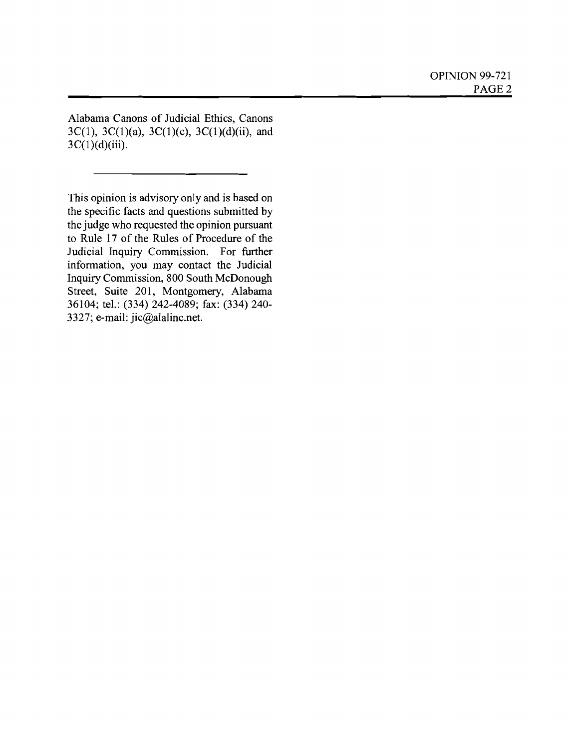Alabama Canons of Judicial Ethics, Canons 3C(1), 3C(1)(a), 3C(1)(c), 3C(1)(d)(ii), and 3C(1)(d)(iii).

---

This opinion is advisory only and is based on the specific facts and questions submitted by the judge who requested the opinion pursuant to Rule 17 of the Rules of Procedure of the Judicial Inquiry Commission. For further information, you may contact the Judicial Inquiry Commission, 800 South McDonough Street, Suite 201, Montgomery, Alabama 36104; tel.: (334) 242-4089; fax: (334) 240-3327; e-mail: jic@alalinc.net.